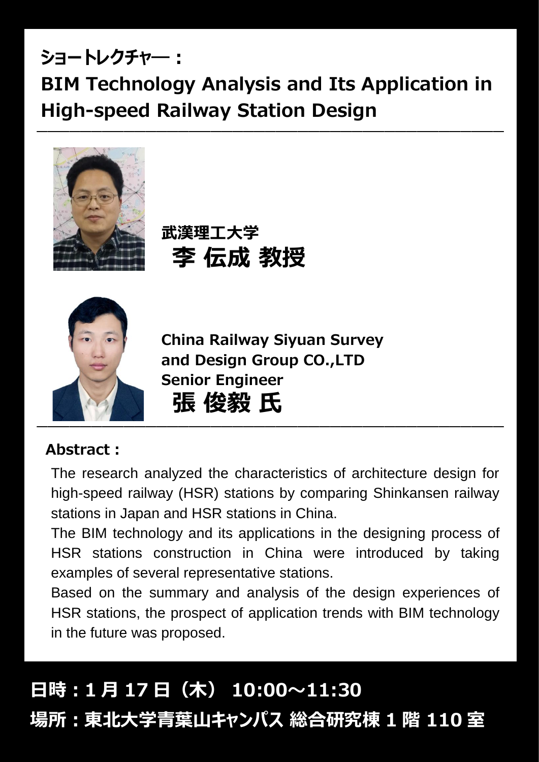# ショートレクチャー：
# BIM Technology Analysis and Its Application in High-speed Railway Station Design

**武漢理工大学**
**李 伝成 教授**

**China Railway Siyuan Survey and Design Group CO.,LTD**
**Senior Engineer**
**張 俊毅 氏**

**Abstract :**

The research analyzed the characteristics of architecture design for high-speed railway (HSR) stations by comparing Shinkansen railway stations in Japan and HSR stations in China.

The BIM technology and its applications in the designing process of HSR stations construction in China were introduced by taking examples of several representative stations.

Based on the summary and analysis of the design experiences of HSR stations, the prospect of application trends with BIM technology in the future was proposed.

**日時：1 月 17 日（木） 10:00～11:30**

**場所：東北大学青葉山キャンパス 総合研究棟 1 階 110 室**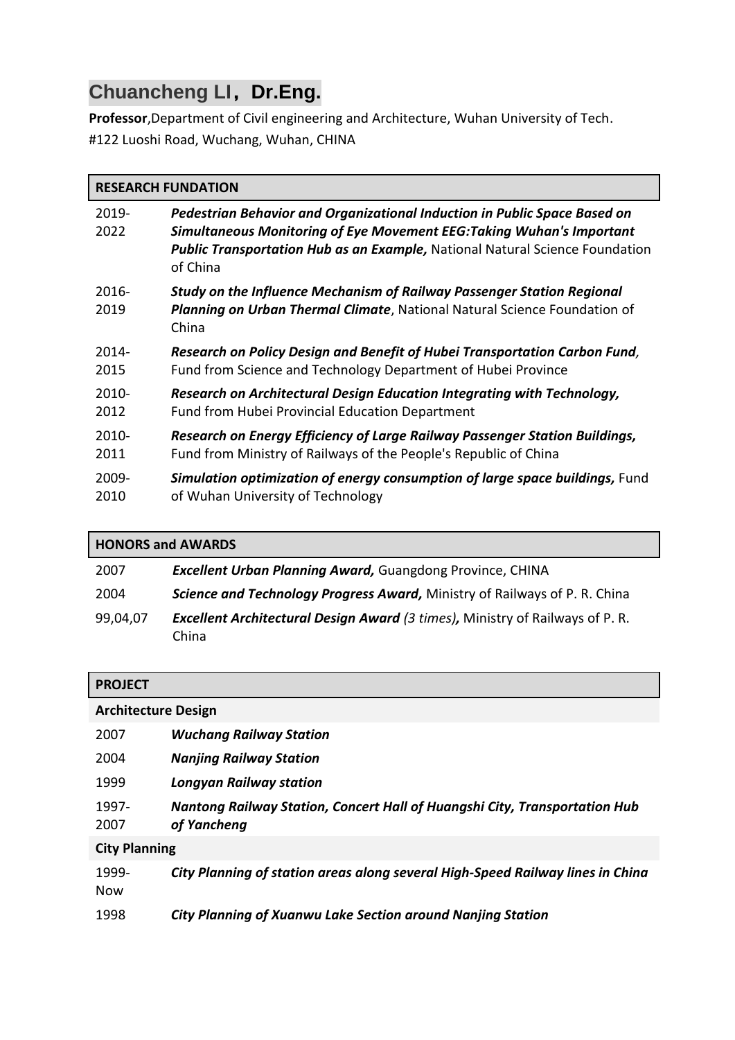# Chuancheng LI，Dr.Eng.

**Professor**,Department of Civil engineering and Architecture, Wuhan University of Tech.
#122 Luoshi Road, Wuchang, Wuhan, CHINA

## RESEARCH FUNDATION

| | |
|---|---|
| 2019-2022 | ***Pedestrian Behavior and Organizational Induction in Public Space Based on Simultaneous Monitoring of Eye Movement EEG:Taking Wuhan's Important Public Transportation Hub as an Example,*** National Natural Science Foundation of China |
| 2016-2019 | ***Study on the Influence Mechanism of Railway Passenger Station Regional Planning on Urban Thermal Climate***, National Natural Science Foundation of China |
| 2014-2015 | ***Research on Policy Design and Benefit of Hubei Transportation Carbon Fund,*** Fund from Science and Technology Department of Hubei Province |
| 2010-2012 | ***Research on Architectural Design Education Integrating with Technology,*** Fund from Hubei Provincial Education Department |
| 2010-2011 | ***Research on Energy Efficiency of Large Railway Passenger Station Buildings,*** Fund from Ministry of Railways of the People's Republic of China |
| 2009-2010 | ***Simulation optimization of energy consumption of large space buildings,*** Fund of Wuhan University of Technology |

## HONORS and AWARDS

| | |
|---|---|
| 2007 | ***Excellent Urban Planning Award,*** Guangdong Province, CHINA |
| 2004 | ***Science and Technology Progress Award,*** Ministry of Railways of P. R. China |
| 99,04,07 | ***Excellent Architectural Design Award*** *(3 times)****,*** Ministry of Railways of P. R. China |

## PROJECT

### Architecture Design

| | |
|---|---|
| 2007 | ***Wuchang Railway Station*** |
| 2004 | ***Nanjing Railway Station*** |
| 1999 | ***Longyan Railway station*** |
| 1997-2007 | ***Nantong Railway Station, Concert Hall of Huangshi City, Transportation Hub of Yancheng*** |

### City Planning

| | |
|---|---|
| 1999-Now | ***City Planning of station areas along several High-Speed Railway lines in China*** |
| 1998 | ***City Planning of Xuanwu Lake Section around Nanjing Station*** |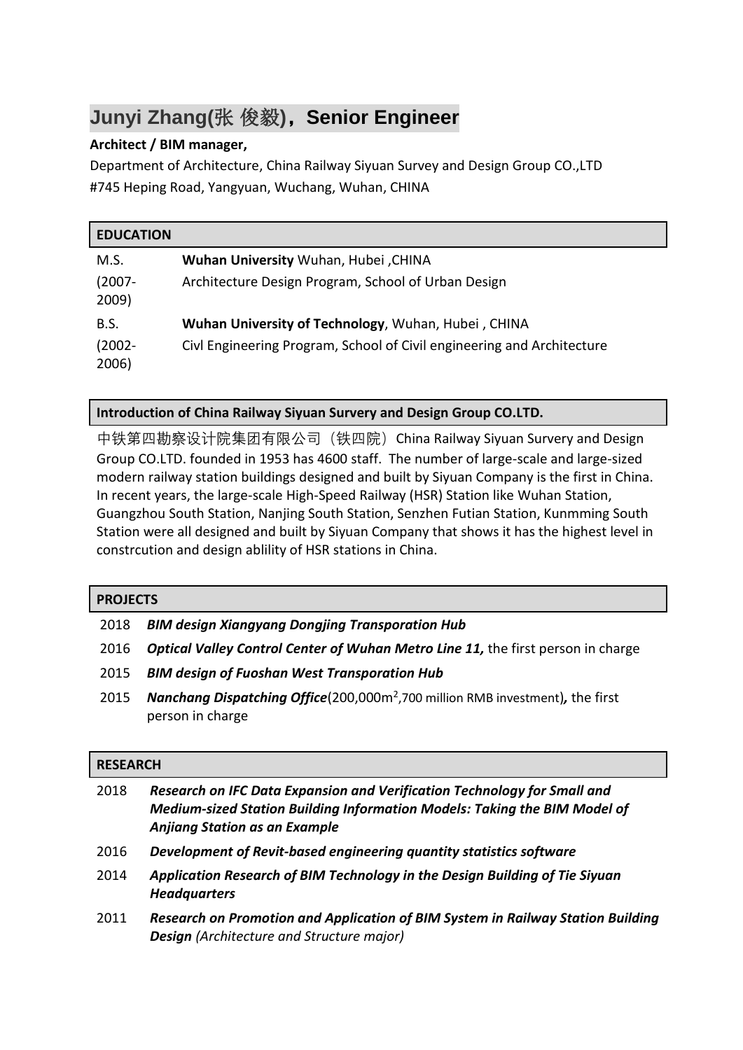# Junyi Zhang(张 俊毅)，Senior Engineer

**Architect / BIM manager,**

Department of Architecture, China Railway Siyuan Survey and Design Group CO.,LTD
#745 Heping Road, Yangyuan, Wuchang, Wuhan, CHINA

## EDUCATION

| | |
|---|---|
| M.S. | **Wuhan University** Wuhan, Hubei ,CHINA |
| (2007-2009) | Architecture Design Program, School of Urban Design |
| B.S. | **Wuhan University of Technology**, Wuhan, Hubei , CHINA |
| (2002-2006) | Civl Engineering Program, School of Civil engineering and Architecture |

## Introduction of China Railway Siyuan Survery and Design Group CO.LTD.

中铁第四勘察设计院集团有限公司（铁四院）China Railway Siyuan Survery and Design Group CO.LTD. founded in 1953 has 4600 staff. The number of large-scale and large-sized modern railway station buildings designed and built by Siyuan Company is the first in China. In recent years, the large-scale High-Speed Railway (HSR) Station like Wuhan Station, Guangzhou South Station, Nanjing South Station, Senzhen Futian Station, Kunmming South Station were all designed and built by Siyuan Company that shows it has the highest level in constrcution and design ablility of HSR stations in China.

## PROJECTS

| | |
|---|---|
| 2018 | ***BIM design Xiangyang Dongjing Transporation Hub*** |
| 2016 | ***Optical Valley Control Center of Wuhan Metro Line 11,*** the first person in charge |
| 2015 | ***BIM design of Fuoshan West Transporation Hub*** |
| 2015 | ***Nanchang Dispatching Office***(200,000m$^2$,700 million RMB investment)***,*** the first person in charge |

## RESEARCH

| | |
|---|---|
| 2018 | ***Research on IFC Data Expansion and Verification Technology for Small and Medium-sized Station Building Information Models: Taking the BIM Model of Anjiang Station as an Example*** |
| 2016 | ***Development of Revit-based engineering quantity statistics software*** |
| 2014 | ***Application Research of BIM Technology in the Design Building of Tie Siyuan Headquarters*** |
| 2011 | ***Research on Promotion and Application of BIM System in Railway Station Building Design*** *(Architecture and Structure major)* |